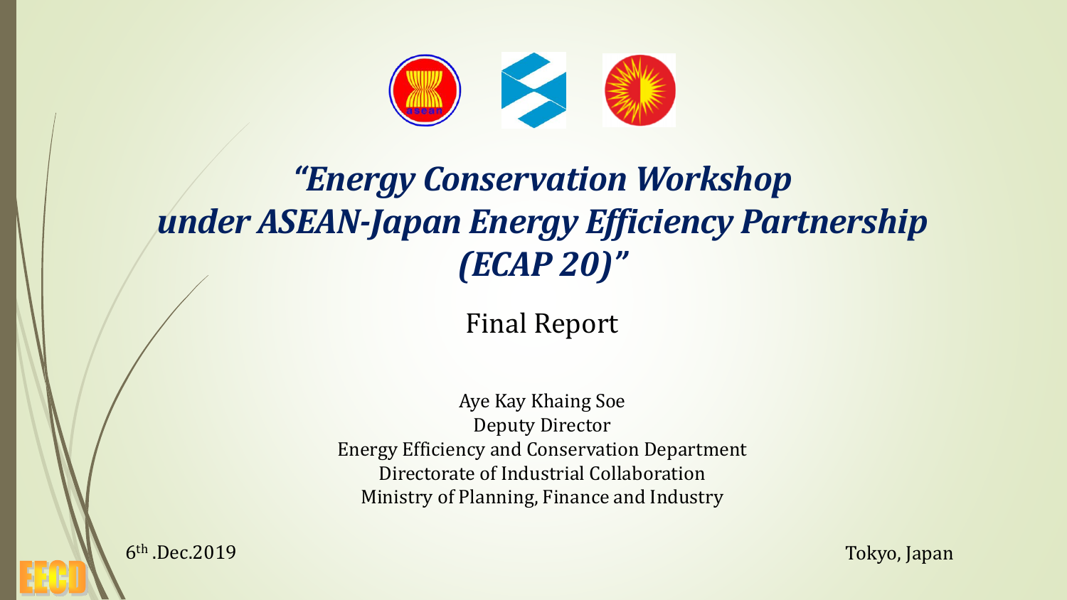# *"Energy Conservation Workshop under ASEAN-Japan Energy Efficiency Partnership (ECAP 20)"*

Final Report

Aye Kay Khaing Soe
Deputy Director
Energy Efficiency and Conservation Department
Directorate of Industrial Collaboration
Ministry of Planning, Finance and Industry

6th .Dec.2019

Tokyo, Japan

EECD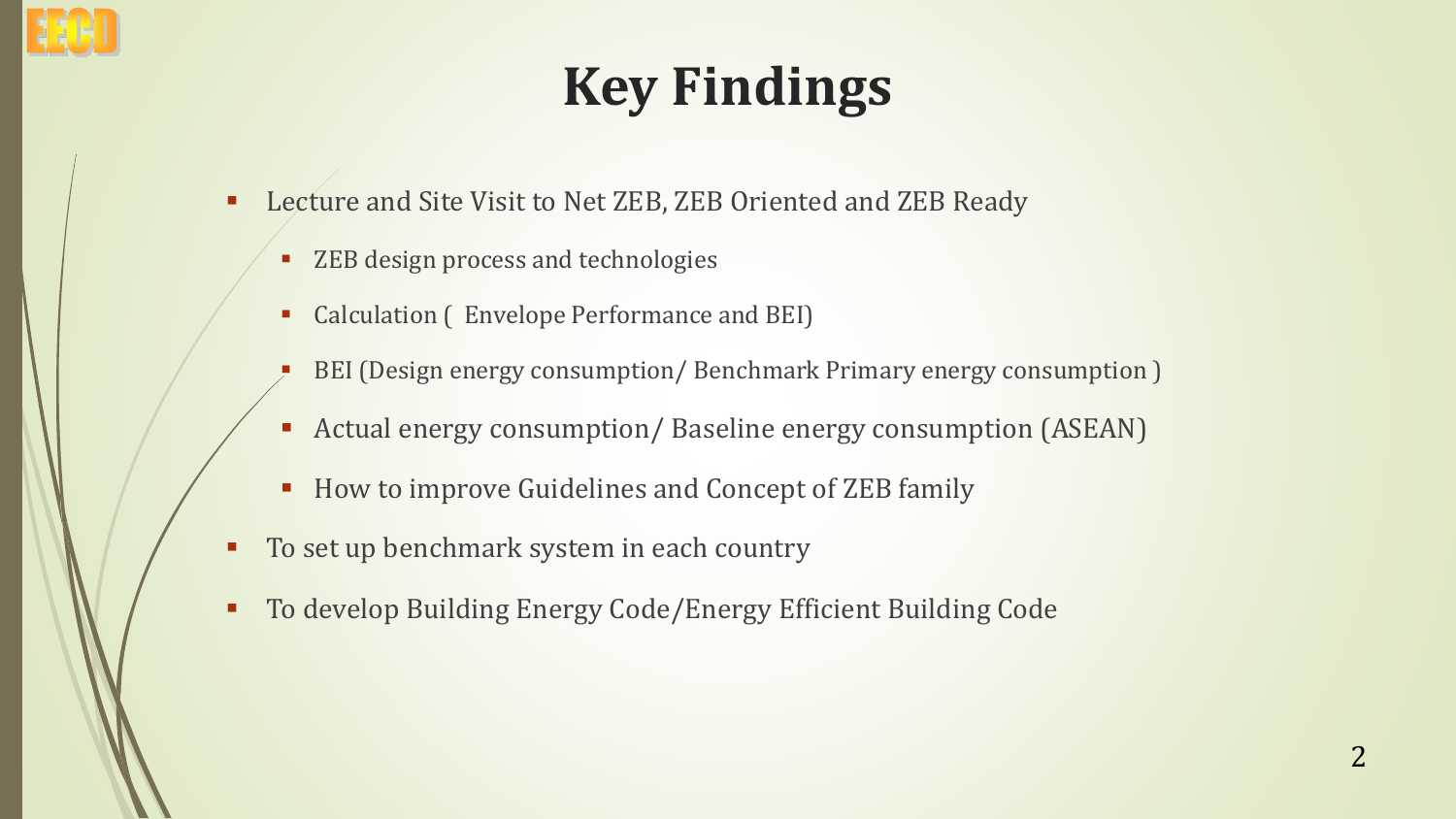# Key Findings

- Lecture and Site Visit to Net ZEB, ZEB Oriented and ZEB Ready
    - ZEB design process and technologies
    - Calculation ( Envelope Performance and BEI)
    - BEI (Design energy consumption/ Benchmark Primary energy consumption )
    - Actual energy consumption/ Baseline energy consumption (ASEAN)
    - How to improve Guidelines and Concept of ZEB family
- To set up benchmark system in each country
- To develop Building Energy Code/Energy Efficient Building Code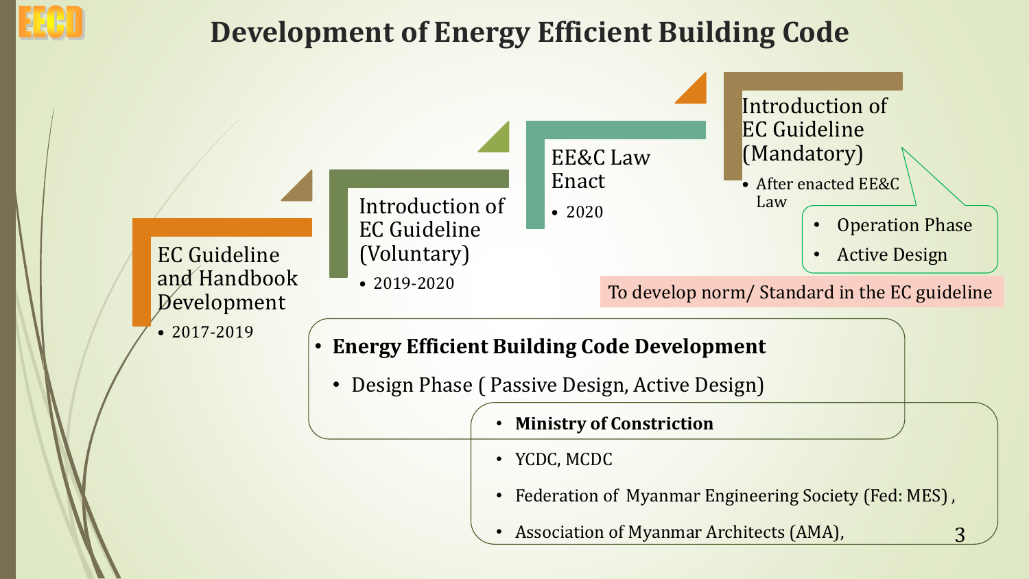# Development of Energy Efficient Building Code

**EC Guideline and Handbook Development**
- 2017-2019

**Introduction of EC Guideline (Voluntary)**
- 2019-2020

**EE&C Law Enact**
- 2020

**Introduction of EC Guideline (Mandatory)**
- After enacted EE&C Law
  - Operation Phase
  - Active Design

To develop norm/ Standard in the EC guideline

- **Energy Efficient Building Code Development**
  - Design Phase ( Passive Design, Active Design)
    - **Ministry of Constriction**
    - YCDC, MCDC
    - Federation of Myanmar Engineering Society (Fed: MES) ,
    - Association of Myanmar Architects (AMA),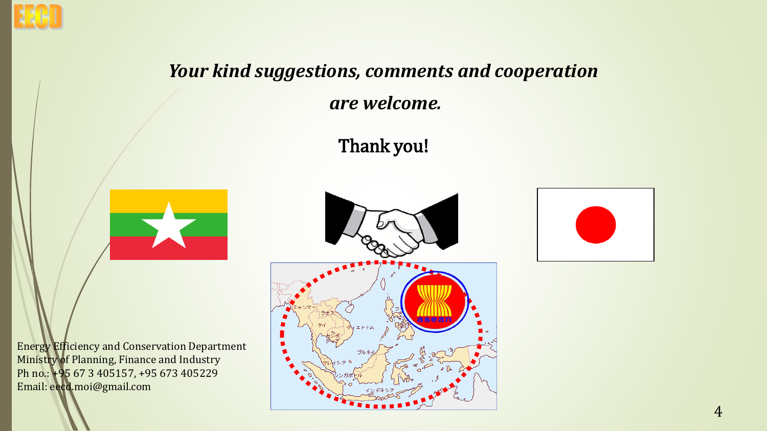*Your kind suggestions, comments and cooperation*

*are welcome.*

Thank you!

Energy Efficiency and Conservation Department
Ministry of Planning, Finance and Industry
Ph no.: +95 67 3 405157, +95 673 405229
Email: eecd.moi@gmail.com